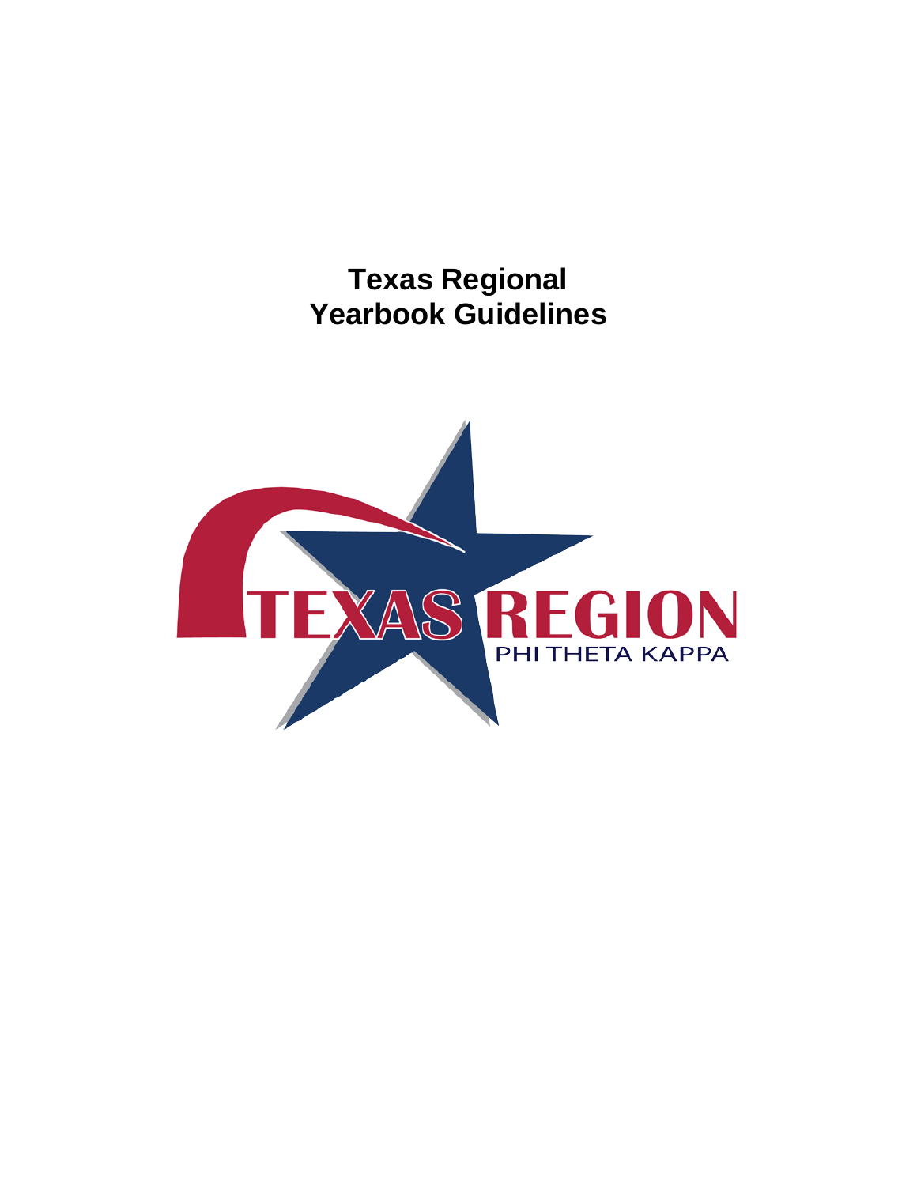# Texas Regional
# Yearbook Guidelines

TEXAS REGION

PHI THETA KAPPA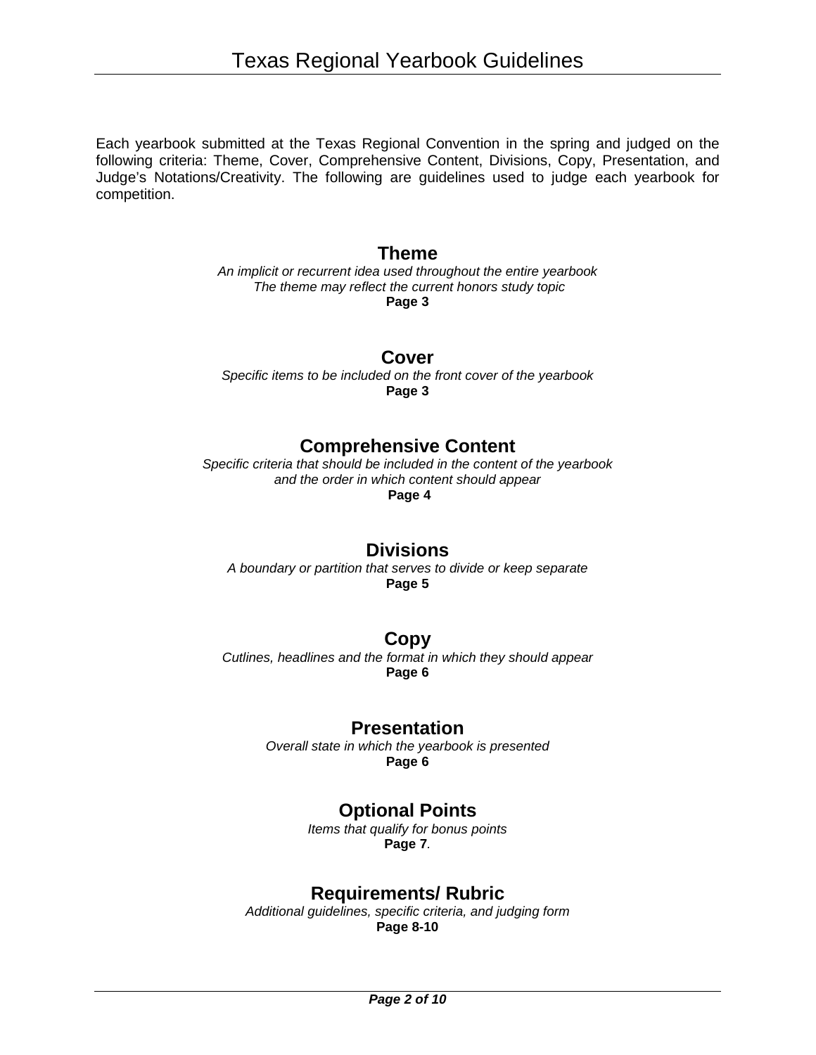# Texas Regional Yearbook Guidelines

Each yearbook submitted at the Texas Regional Convention in the spring and judged on the following criteria: Theme, Cover, Comprehensive Content, Divisions, Copy, Presentation, and Judge's Notations/Creativity. The following are guidelines used to judge each yearbook for competition.

## Theme

*An implicit or recurrent idea used throughout the entire yearbook*
*The theme may reflect the current honors study topic*
**Page 3**

## Cover

*Specific items to be included on the front cover of the yearbook*
**Page 3**

## Comprehensive Content

*Specific criteria that should be included in the content of the yearbook and the order in which content should appear*
**Page 4**

## Divisions

*A boundary or partition that serves to divide or keep separate*
**Page 5**

## Copy

*Cutlines, headlines and the format in which they should appear*
**Page 6**

## Presentation

*Overall state in which the yearbook is presented*
**Page 6**

## Optional Points

*Items that qualify for bonus points*
**Page 7**.

## Requirements/ Rubric

*Additional guidelines, specific criteria, and judging form*
**Page 8-10**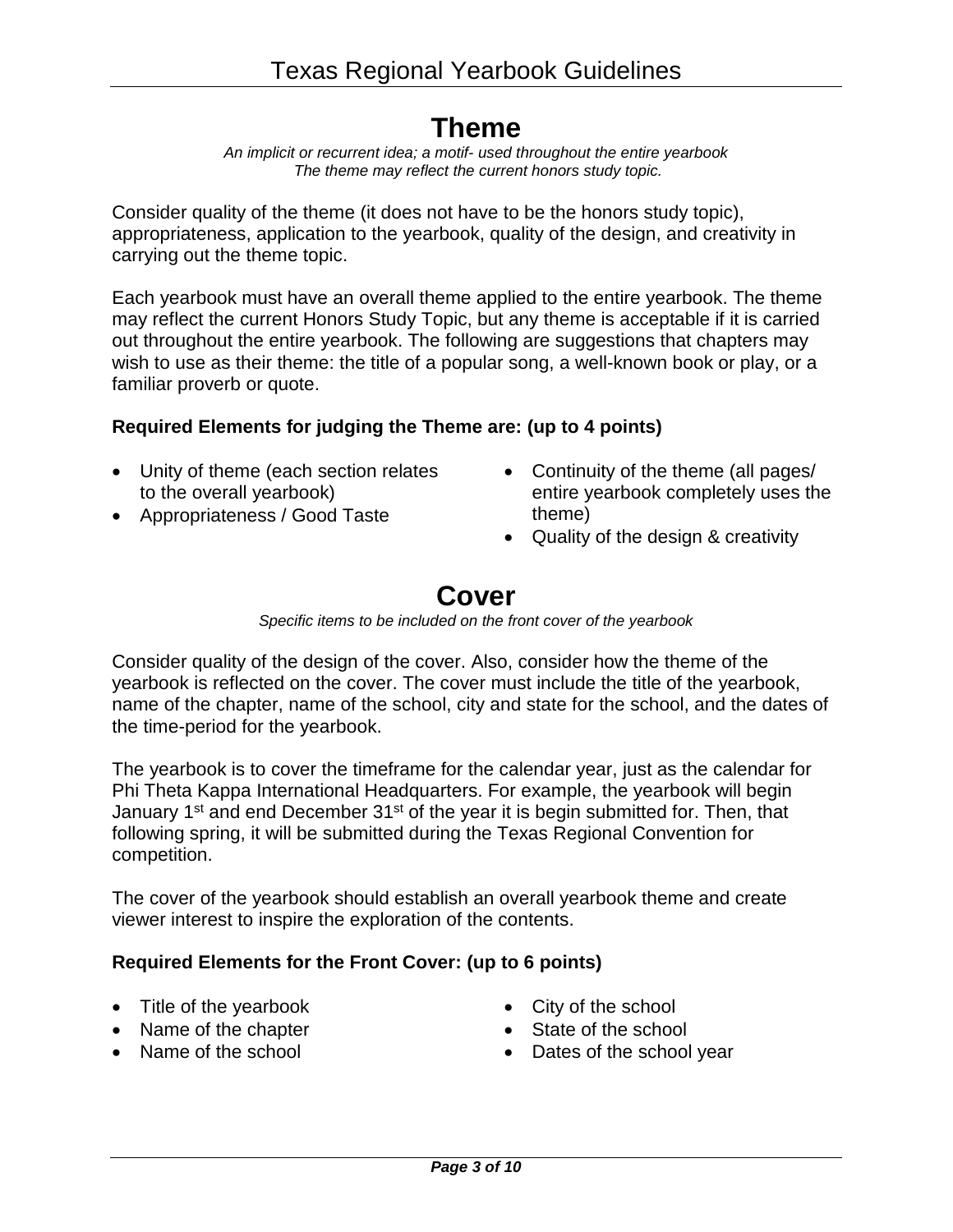# Theme

*An implicit or recurrent idea; a motif- used throughout the entire yearbook*
*The theme may reflect the current honors study topic.*

Consider quality of the theme (it does not have to be the honors study topic), appropriateness, application to the yearbook, quality of the design, and creativity in carrying out the theme topic.

Each yearbook must have an overall theme applied to the entire yearbook. The theme may reflect the current Honors Study Topic, but any theme is acceptable if it is carried out throughout the entire yearbook. The following are suggestions that chapters may wish to use as their theme: the title of a popular song, a well-known book or play, or a familiar proverb or quote.

**Required Elements for judging the Theme are: (up to 4 points)**

- Unity of theme (each section relates to the overall yearbook)
- Appropriateness / Good Taste
- Continuity of the theme (all pages/ entire yearbook completely uses the theme)
- Quality of the design & creativity

# Cover

*Specific items to be included on the front cover of the yearbook*

Consider quality of the design of the cover. Also, consider how the theme of the yearbook is reflected on the cover. The cover must include the title of the yearbook, name of the chapter, name of the school, city and state for the school, and the dates of the time-period for the yearbook.

The yearbook is to cover the timeframe for the calendar year, just as the calendar for Phi Theta Kappa International Headquarters. For example, the yearbook will begin January 1st and end December 31st of the year it is begin submitted for. Then, that following spring, it will be submitted during the Texas Regional Convention for competition.

The cover of the yearbook should establish an overall yearbook theme and create viewer interest to inspire the exploration of the contents.

**Required Elements for the Front Cover: (up to 6 points)**

- Title of the yearbook
- Name of the chapter
- Name of the school
- City of the school
- State of the school
- Dates of the school year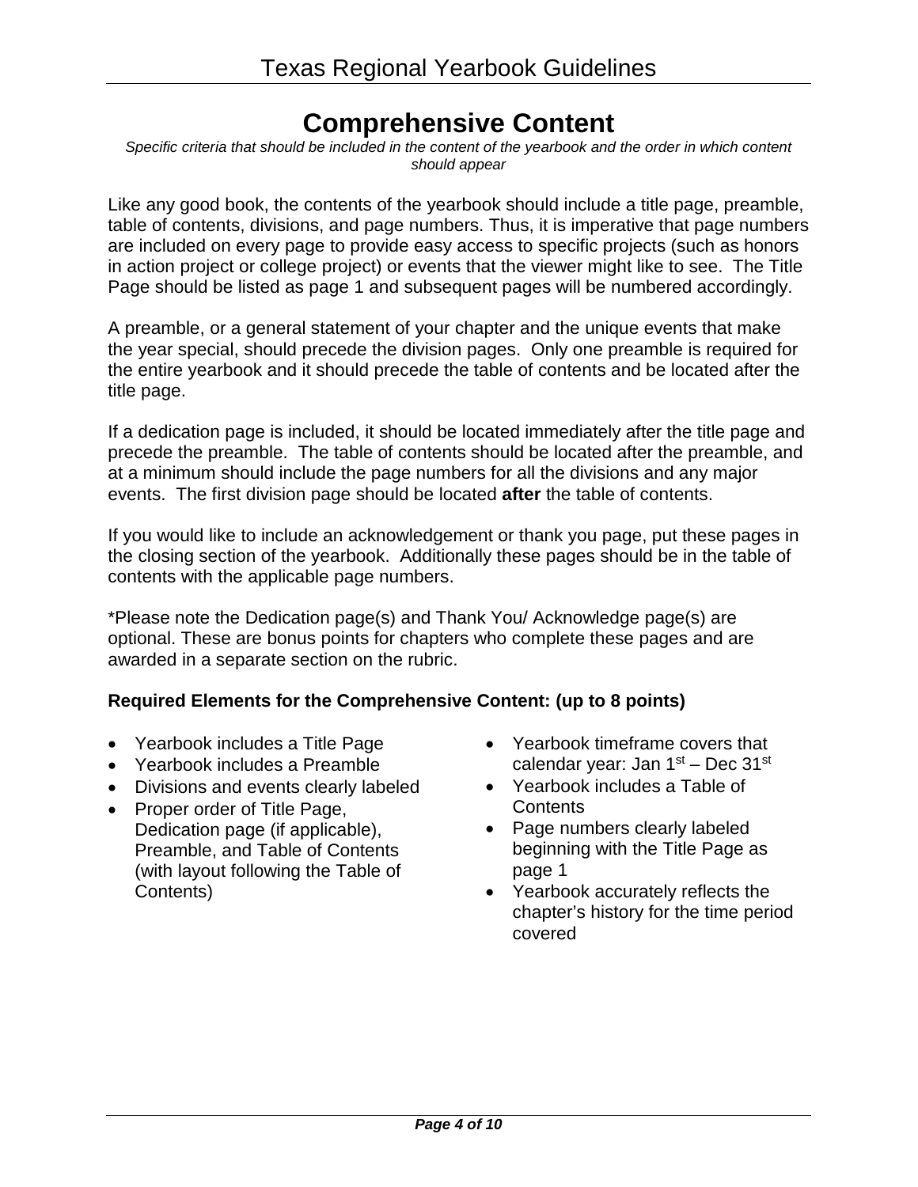# Comprehensive Content

*Specific criteria that should be included in the content of the yearbook and the order in which content should appear*

Like any good book, the contents of the yearbook should include a title page, preamble, table of contents, divisions, and page numbers. Thus, it is imperative that page numbers are included on every page to provide easy access to specific projects (such as honors in action project or college project) or events that the viewer might like to see. The Title Page should be listed as page 1 and subsequent pages will be numbered accordingly.

A preamble, or a general statement of your chapter and the unique events that make the year special, should precede the division pages. Only one preamble is required for the entire yearbook and it should precede the table of contents and be located after the title page.

If a dedication page is included, it should be located immediately after the title page and precede the preamble. The table of contents should be located after the preamble, and at a minimum should include the page numbers for all the divisions and any major events. The first division page should be located **after** the table of contents.

If you would like to include an acknowledgement or thank you page, put these pages in the closing section of the yearbook. Additionally these pages should be in the table of contents with the applicable page numbers.

*Please note the Dedication page(s) and Thank You/ Acknowledge page(s) are optional. These are bonus points for chapters who complete these pages and are awarded in a separate section on the rubric.

**Required Elements for the Comprehensive Content: (up to 8 points)**

- Yearbook includes a Title Page
- Yearbook includes a Preamble
- Divisions and events clearly labeled
- Proper order of Title Page, Dedication page (if applicable), Preamble, and Table of Contents (with layout following the Table of Contents)
- Yearbook timeframe covers that calendar year: Jan 1st – Dec 31st
- Yearbook includes a Table of Contents
- Page numbers clearly labeled beginning with the Title Page as page 1
- Yearbook accurately reflects the chapter's history for the time period covered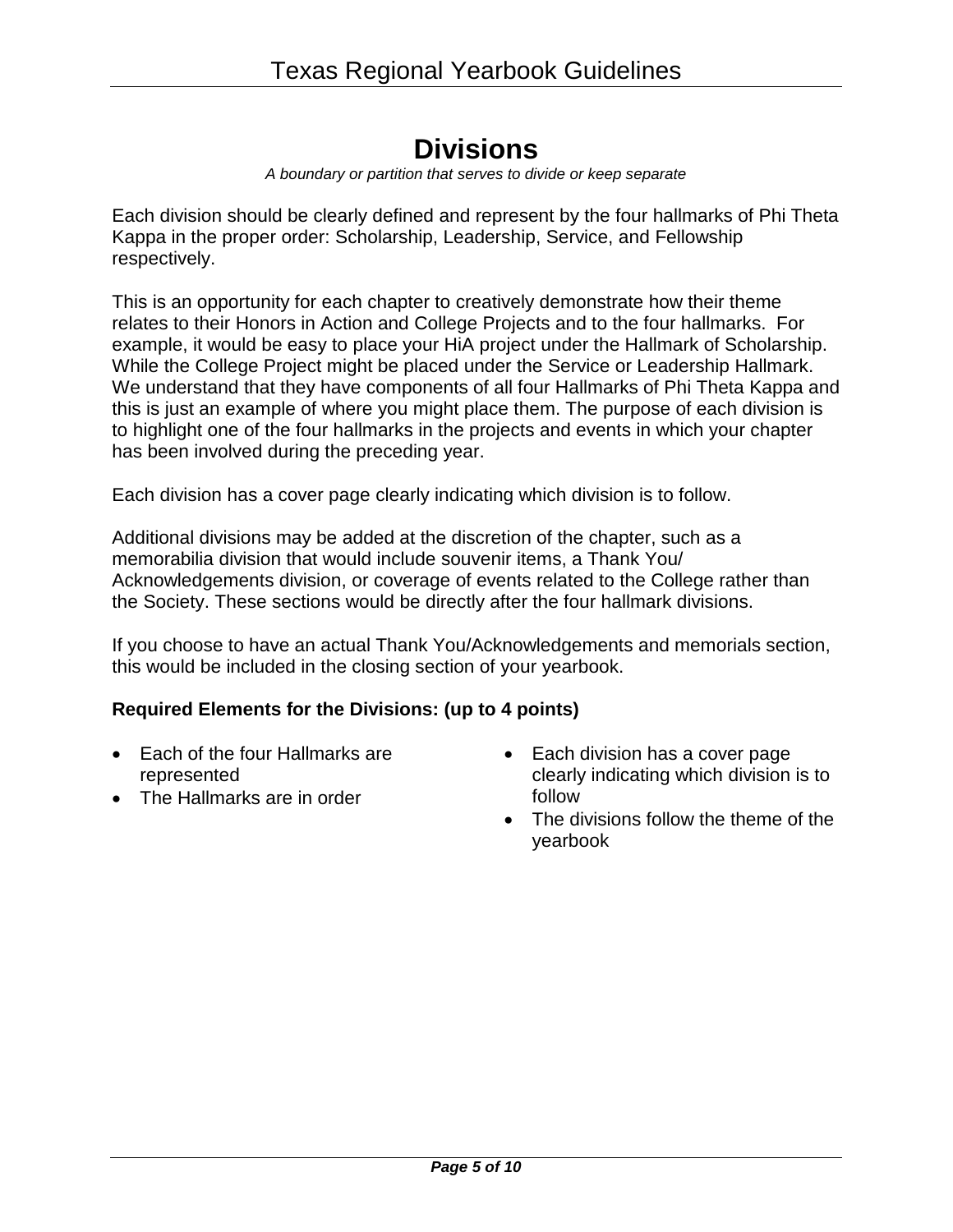# Divisions

*A boundary or partition that serves to divide or keep separate*

Each division should be clearly defined and represent by the four hallmarks of Phi Theta Kappa in the proper order: Scholarship, Leadership, Service, and Fellowship respectively.

This is an opportunity for each chapter to creatively demonstrate how their theme relates to their Honors in Action and College Projects and to the four hallmarks. For example, it would be easy to place your HiA project under the Hallmark of Scholarship. While the College Project might be placed under the Service or Leadership Hallmark. We understand that they have components of all four Hallmarks of Phi Theta Kappa and this is just an example of where you might place them. The purpose of each division is to highlight one of the four hallmarks in the projects and events in which your chapter has been involved during the preceding year.

Each division has a cover page clearly indicating which division is to follow.

Additional divisions may be added at the discretion of the chapter, such as a memorabilia division that would include souvenir items, a Thank You/ Acknowledgements division, or coverage of events related to the College rather than the Society. These sections would be directly after the four hallmark divisions.

If you choose to have an actual Thank You/Acknowledgements and memorials section, this would be included in the closing section of your yearbook.

**Required Elements for the Divisions: (up to 4 points)**

- Each of the four Hallmarks are represented
- The Hallmarks are in order
- Each division has a cover page clearly indicating which division is to follow
- The divisions follow the theme of the yearbook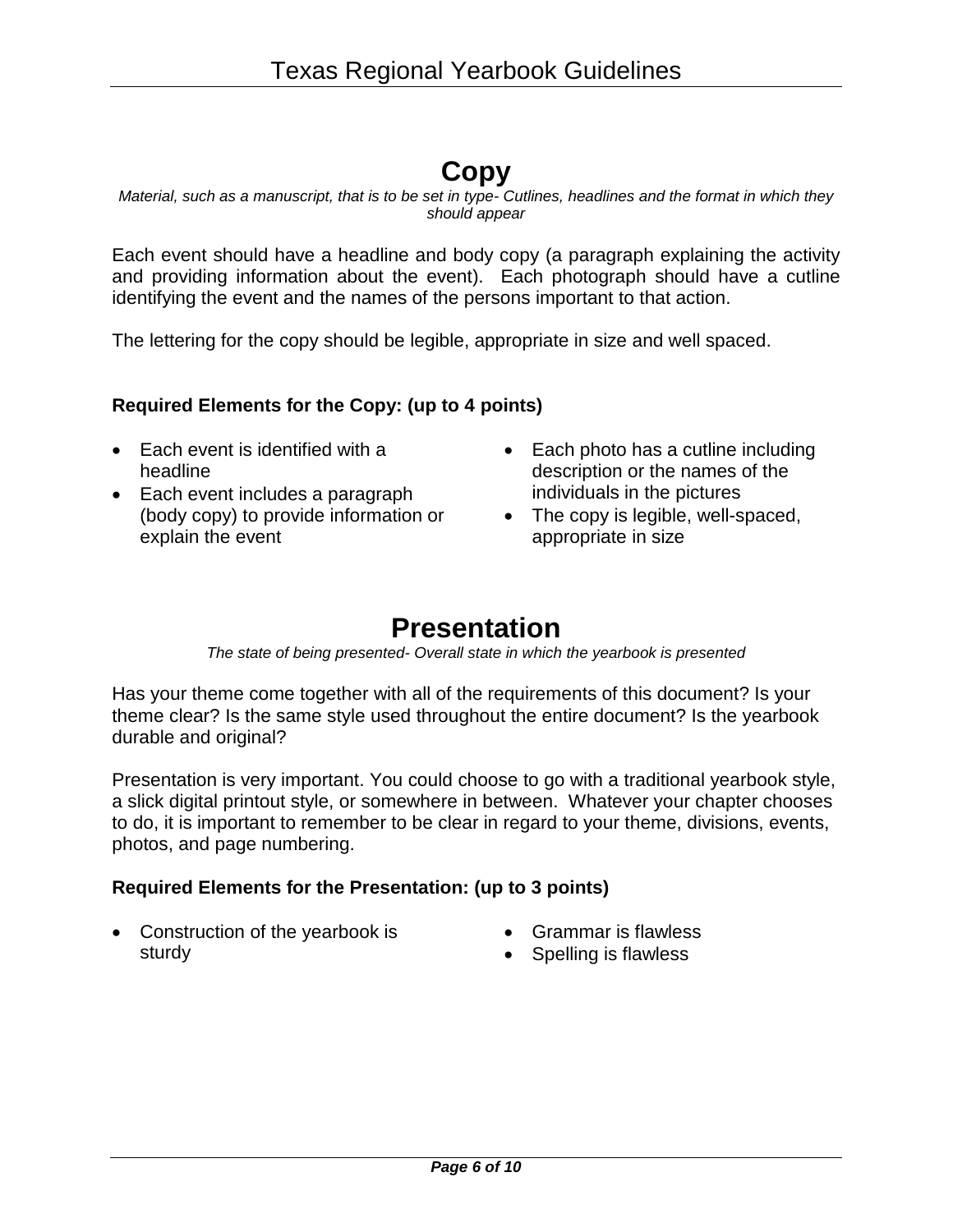## Copy

*Material, such as a manuscript, that is to be set in type- Cutlines, headlines and the format in which they should appear*

Each event should have a headline and body copy (a paragraph explaining the activity and providing information about the event). Each photograph should have a cutline identifying the event and the names of the persons important to that action.

The lettering for the copy should be legible, appropriate in size and well spaced.

**Required Elements for the Copy: (up to 4 points)**

- Each event is identified with a headline
- Each event includes a paragraph (body copy) to provide information or explain the event
- Each photo has a cutline including description or the names of the individuals in the pictures
- The copy is legible, well-spaced, appropriate in size

## Presentation

*The state of being presented- Overall state in which the yearbook is presented*

Has your theme come together with all of the requirements of this document? Is your theme clear? Is the same style used throughout the entire document? Is the yearbook durable and original?

Presentation is very important. You could choose to go with a traditional yearbook style, a slick digital printout style, or somewhere in between. Whatever your chapter chooses to do, it is important to remember to be clear in regard to your theme, divisions, events, photos, and page numbering.

**Required Elements for the Presentation: (up to 3 points)**

- Construction of the yearbook is sturdy
- Grammar is flawless
- Spelling is flawless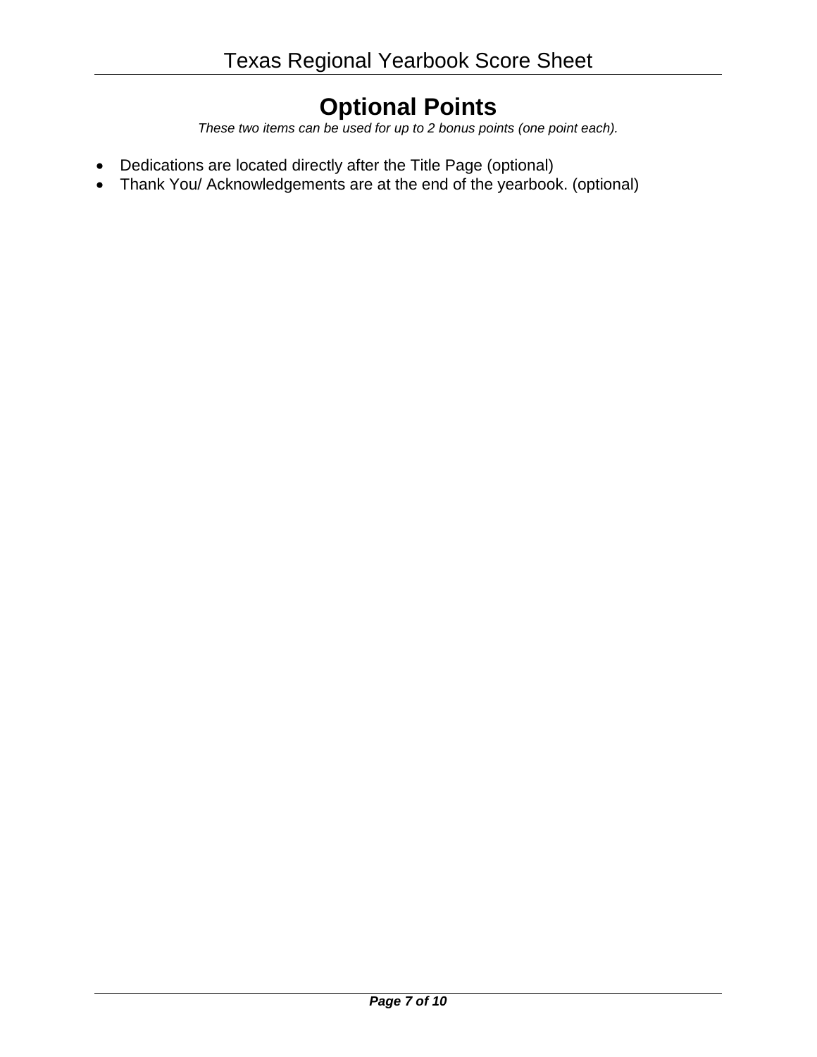# Optional Points

*These two items can be used for up to 2 bonus points (one point each).*

- Dedications are located directly after the Title Page (optional)
- Thank You/ Acknowledgements are at the end of the yearbook. (optional)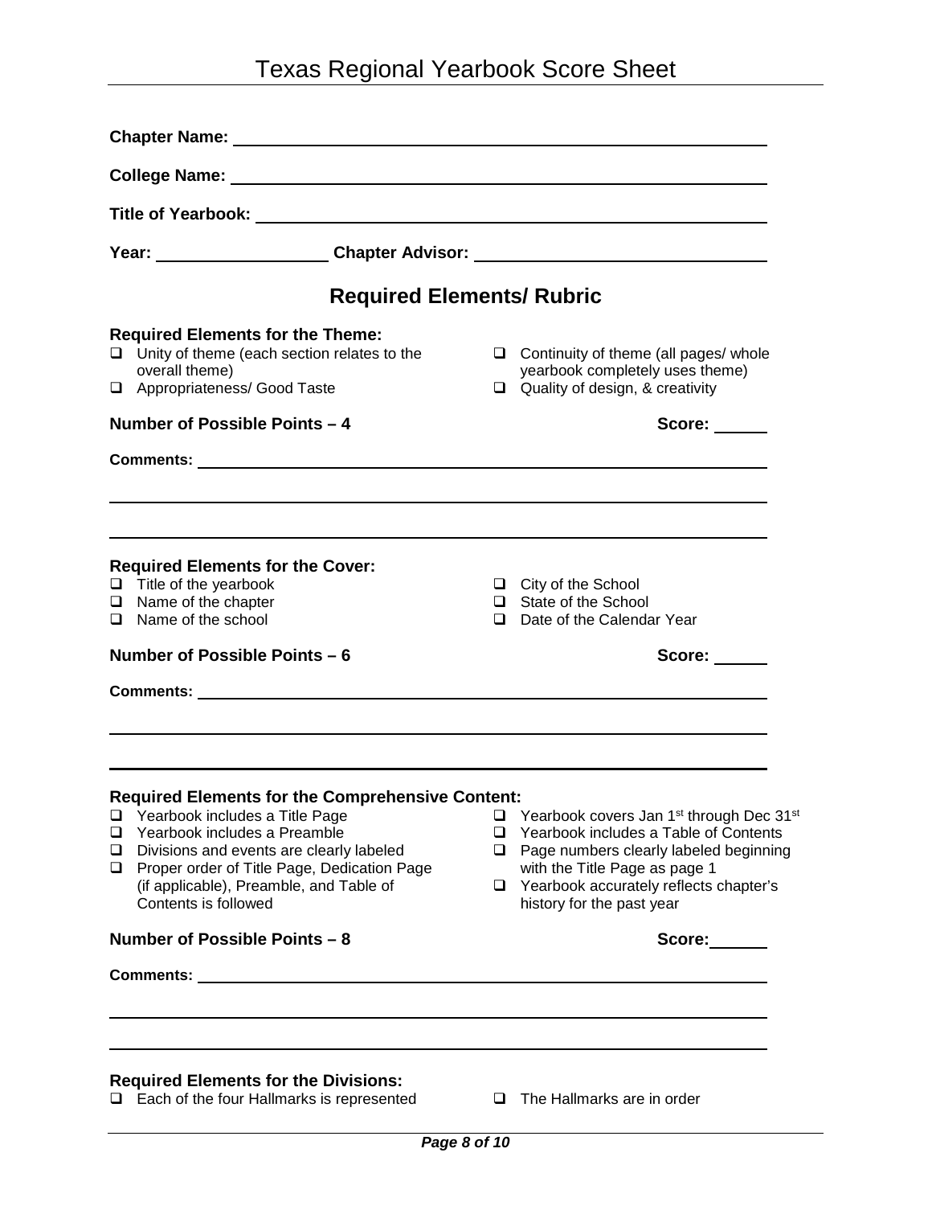# Texas Regional Yearbook Score Sheet

**Chapter Name:** ______________________________

**College Name:** ______________________________

**Title of Yearbook:** ______________________________

**Year:** ______________ **Chapter Advisor:** ______________________________

## Required Elements/ Rubric

**Required Elements for the Theme:**

- ☐ Unity of theme (each section relates to the overall theme)
- ☐ Appropriateness/ Good Taste
- ☐ Continuity of theme (all pages/ whole yearbook completely uses theme)
- ☐ Quality of design, & creativity

**Number of Possible Points – 4** **Score:** ______

**Comments:** ______________________________

**Required Elements for the Cover:**

- ☐ Title of the yearbook
- ☐ Name of the chapter
- ☐ Name of the school
- ☐ City of the School
- ☐ State of the School
- ☐ Date of the Calendar Year

**Number of Possible Points – 6** **Score:** ______

**Comments:** ______________________________

**Required Elements for the Comprehensive Content:**

- ☐ Yearbook includes a Title Page
- ☐ Yearbook includes a Preamble
- ☐ Divisions and events are clearly labeled
- ☐ Proper order of Title Page, Dedication Page (if applicable), Preamble, and Table of Contents is followed
- ☐ Yearbook covers Jan 1st through Dec 31st
- ☐ Yearbook includes a Table of Contents
- ☐ Page numbers clearly labeled beginning with the Title Page as page 1
- ☐ Yearbook accurately reflects chapter's history for the past year

**Number of Possible Points – 8** **Score:** ______

**Comments:** ______________________________

**Required Elements for the Divisions:**

- ☐ Each of the four Hallmarks is represented
- ☐ The Hallmarks are in order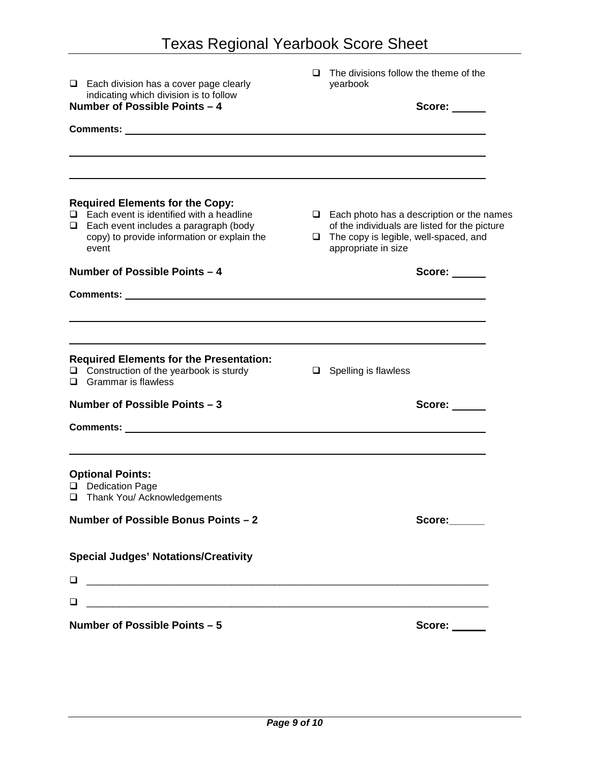# Texas Regional Yearbook Score Sheet

- ☐ Each division has a cover page clearly indicating which division is to follow
- ☐ The divisions follow the theme of the yearbook

**Number of Possible Points – 4** **Score: ______**

**Comments: ____________________________________________**

____________________________________________

____________________________________________

**Required Elements for the Copy:**

- ☐ Each event is identified with a headline
- ☐ Each event includes a paragraph (body copy) to provide information or explain the event
- ☐ Each photo has a description or the names of the individuals are listed for the picture
- ☐ The copy is legible, well-spaced, and appropriate in size

**Number of Possible Points – 4** **Score: ______**

**Comments: ____________________________________________**

____________________________________________

____________________________________________

**Required Elements for the Presentation:**

- ☐ Construction of the yearbook is sturdy
- ☐ Grammar is flawless
- ☐ Spelling is flawless

**Number of Possible Points – 3** **Score: ______**

**Comments: ____________________________________________**

____________________________________________

**Optional Points:**

- ☐ Dedication Page
- ☐ Thank You/ Acknowledgements

**Number of Possible Bonus Points – 2** **Score:______**

**Special Judges' Notations/Creativity**

- ☐ ____________________________________________
- ☐ ____________________________________________

**Number of Possible Points – 5** **Score: ______**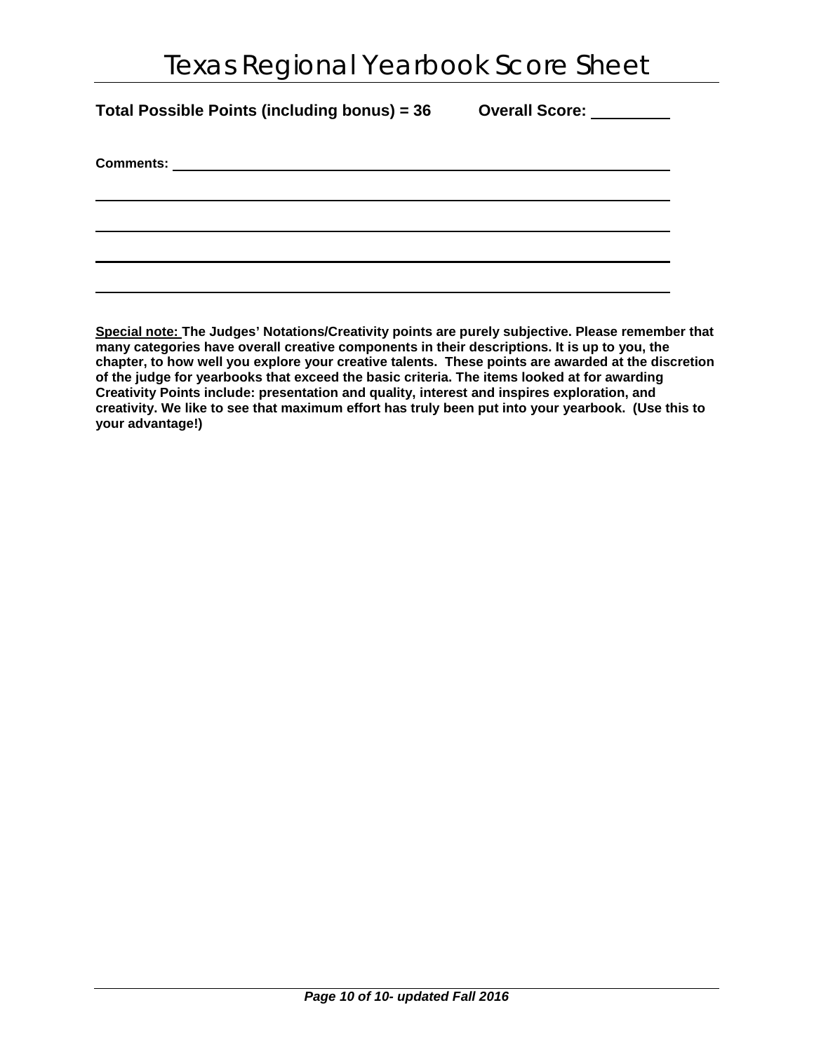# Texas Regional Yearbook Score Sheet

**Total Possible Points (including bonus) = 36** **Overall Score: \_\_\_\_\_\_\_\_\_**

**Comments:** \_\_\_\_\_\_\_\_\_\_\_\_\_\_\_\_\_\_\_\_\_\_\_\_\_\_\_\_\_\_\_\_\_\_\_\_\_\_\_\_\_\_\_\_\_\_\_\_\_\_\_\_\_\_\_\_\_\_\_\_

\_\_\_\_\_\_\_\_\_\_\_\_\_\_\_\_\_\_\_\_\_\_\_\_\_\_\_\_\_\_\_\_\_\_\_\_\_\_\_\_\_\_\_\_\_\_\_\_\_\_\_\_\_\_\_\_\_\_\_\_\_\_\_\_\_\_\_\_\_\_

\_\_\_\_\_\_\_\_\_\_\_\_\_\_\_\_\_\_\_\_\_\_\_\_\_\_\_\_\_\_\_\_\_\_\_\_\_\_\_\_\_\_\_\_\_\_\_\_\_\_\_\_\_\_\_\_\_\_\_\_\_\_\_\_\_\_\_\_\_\_

\_\_\_\_\_\_\_\_\_\_\_\_\_\_\_\_\_\_\_\_\_\_\_\_\_\_\_\_\_\_\_\_\_\_\_\_\_\_\_\_\_\_\_\_\_\_\_\_\_\_\_\_\_\_\_\_\_\_\_\_\_\_\_\_\_\_\_\_\_\_

\_\_\_\_\_\_\_\_\_\_\_\_\_\_\_\_\_\_\_\_\_\_\_\_\_\_\_\_\_\_\_\_\_\_\_\_\_\_\_\_\_\_\_\_\_\_\_\_\_\_\_\_\_\_\_\_\_\_\_\_\_\_\_\_\_\_\_\_\_\_

**<u>Special note:</u> The Judges' Notations/Creativity points are purely subjective. Please remember that many categories have overall creative components in their descriptions. It is up to you, the chapter, to how well you explore your creative talents. These points are awarded at the discretion of the judge for yearbooks that exceed the basic criteria. The items looked at for awarding Creativity Points include: presentation and quality, interest and inspires exploration, and creativity. We like to see that maximum effort has truly been put into your yearbook. (Use this to your advantage!)**